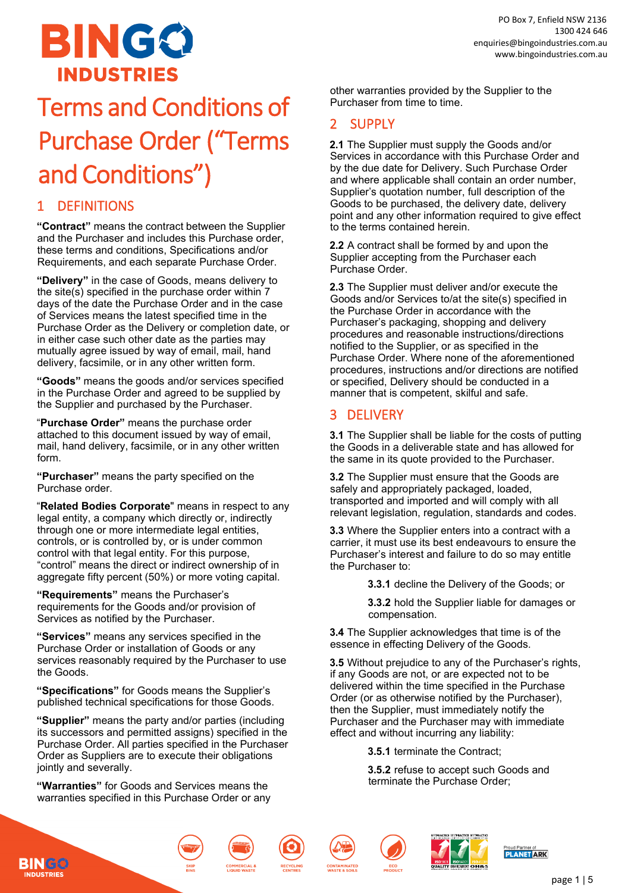BINGO INDUSTRIES

PO Box 7, Enfield NSW 2136
1300 424 646
enquiries@bingoindustries.com.au
www.bingoindustries.com.au

# Terms and Conditions of Purchase Order ("Terms and Conditions")

## 1 DEFINITIONS

**"Contract"** means the contract between the Supplier and the Purchaser and includes this Purchase order, these terms and conditions, Specifications and/or Requirements, and each separate Purchase Order.

**"Delivery"** in the case of Goods, means delivery to the site(s) specified in the purchase order within 7 days of the date the Purchase Order and in the case of Services means the latest specified time in the Purchase Order as the Delivery or completion date, or in either case such other date as the parties may mutually agree issued by way of email, mail, hand delivery, facsimile, or in any other written form.

**"Goods"** means the goods and/or services specified in the Purchase Order and agreed to be supplied by the Supplier and purchased by the Purchaser.

"**Purchase Order"** means the purchase order attached to this document issued by way of email, mail, hand delivery, facsimile, or in any other written form.

**"Purchaser"** means the party specified on the Purchase order.

"**Related Bodies Corporate**" means in respect to any legal entity, a company which directly or, indirectly through one or more intermediate legal entities, controls, or is controlled by, or is under common control with that legal entity. For this purpose, "control" means the direct or indirect ownership of in aggregate fifty percent (50%) or more voting capital.

**"Requirements"** means the Purchaser's requirements for the Goods and/or provision of Services as notified by the Purchaser.

**"Services"** means any services specified in the Purchase Order or installation of Goods or any services reasonably required by the Purchaser to use the Goods.

**"Specifications"** for Goods means the Supplier's published technical specifications for those Goods.

**"Supplier"** means the party and/or parties (including its successors and permitted assigns) specified in the Purchase Order. All parties specified in the Purchaser Order as Suppliers are to execute their obligations jointly and severally.

**"Warranties"** for Goods and Services means the warranties specified in this Purchase Order or any other warranties provided by the Supplier to the Purchaser from time to time.

## 2 SUPPLY

**2.1** The Supplier must supply the Goods and/or Services in accordance with this Purchase Order and by the due date for Delivery. Such Purchase Order and where applicable shall contain an order number, Supplier's quotation number, full description of the Goods to be purchased, the delivery date, delivery point and any other information required to give effect to the terms contained herein.

**2.2** A contract shall be formed by and upon the Supplier accepting from the Purchaser each Purchase Order.

**2.3** The Supplier must deliver and/or execute the Goods and/or Services to/at the site(s) specified in the Purchase Order in accordance with the Purchaser's packaging, shopping and delivery procedures and reasonable instructions/directions notified to the Supplier, or as specified in the Purchase Order. Where none of the aforementioned procedures, instructions and/or directions are notified or specified, Delivery should be conducted in a manner that is competent, skilful and safe.

## 3 DELIVERY

**3.1** The Supplier shall be liable for the costs of putting the Goods in a deliverable state and has allowed for the same in its quote provided to the Purchaser.

**3.2** The Supplier must ensure that the Goods are safely and appropriately packaged, loaded, transported and imported and will comply with all relevant legislation, regulation, standards and codes.

**3.3** Where the Supplier enters into a contract with a carrier, it must use its best endeavours to ensure the Purchaser's interest and failure to do so may entitle the Purchaser to:

> **3.3.1** decline the Delivery of the Goods; or
>
> **3.3.2** hold the Supplier liable for damages or compensation.

**3.4** The Supplier acknowledges that time is of the essence in effecting Delivery of the Goods.

**3.5** Without prejudice to any of the Purchaser's rights, if any Goods are not, or are expected not to be delivered within the time specified in the Purchase Order (or as otherwise notified by the Purchaser), then the Supplier, must immediately notify the Purchaser and the Purchaser may with immediate effect and without incurring any liability:

> **3.5.1** terminate the Contract;
>
> **3.5.2** refuse to accept such Goods and terminate the Purchase Order;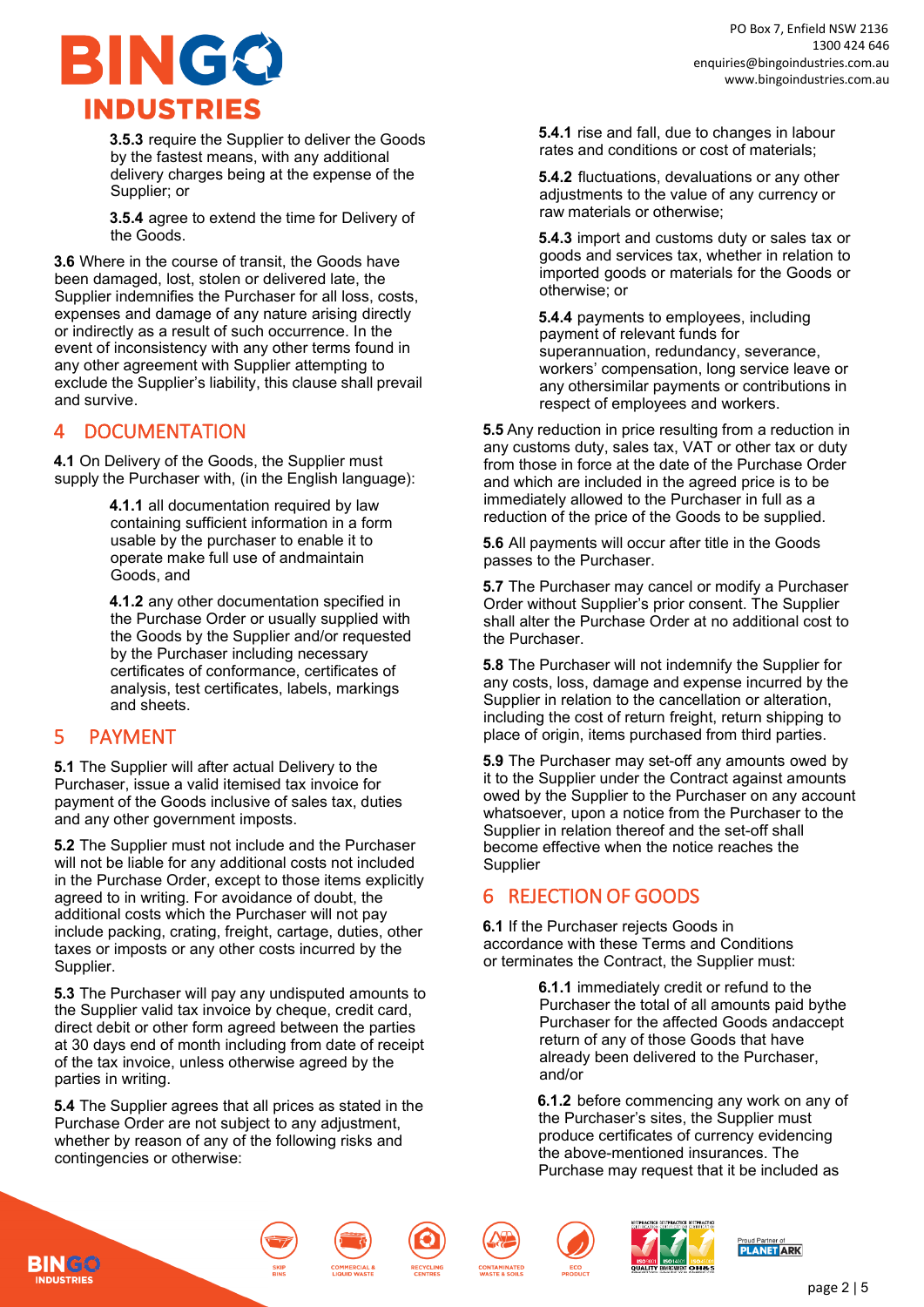**3.5.3** require the Supplier to deliver the Goods by the fastest means, with any additional delivery charges being at the expense of the Supplier; or

**3.5.4** agree to extend the time for Delivery of the Goods.

**3.6** Where in the course of transit, the Goods have been damaged, lost, stolen or delivered late, the Supplier indemnifies the Purchaser for all loss, costs, expenses and damage of any nature arising directly or indirectly as a result of such occurrence. In the event of inconsistency with any other terms found in any other agreement with Supplier attempting to exclude the Supplier's liability, this clause shall prevail and survive.

## 4 DOCUMENTATION

**4.1** On Delivery of the Goods, the Supplier must supply the Purchaser with, (in the English language):

**4.1.1** all documentation required by law containing sufficient information in a form usable by the purchaser to enable it to operate make full use of andmaintain Goods, and

**4.1.2** any other documentation specified in the Purchase Order or usually supplied with the Goods by the Supplier and/or requested by the Purchaser including necessary certificates of conformance, certificates of analysis, test certificates, labels, markings and sheets.

## 5 PAYMENT

**5.1** The Supplier will after actual Delivery to the Purchaser, issue a valid itemised tax invoice for payment of the Goods inclusive of sales tax, duties and any other government imposts.

**5.2** The Supplier must not include and the Purchaser will not be liable for any additional costs not included in the Purchase Order, except to those items explicitly agreed to in writing. For avoidance of doubt, the additional costs which the Purchaser will not pay include packing, crating, freight, cartage, duties, other taxes or imposts or any other costs incurred by the Supplier.

**5.3** The Purchaser will pay any undisputed amounts to the Supplier valid tax invoice by cheque, credit card, direct debit or other form agreed between the parties at 30 days end of month including from date of receipt of the tax invoice, unless otherwise agreed by the parties in writing.

**5.4** The Supplier agrees that all prices as stated in the Purchase Order are not subject to any adjustment, whether by reason of any of the following risks and contingencies or otherwise:

**5.4.1** rise and fall, due to changes in labour rates and conditions or cost of materials;

**5.4.2** fluctuations, devaluations or any other adjustments to the value of any currency or raw materials or otherwise;

**5.4.3** import and customs duty or sales tax or goods and services tax, whether in relation to imported goods or materials for the Goods or otherwise; or

**5.4.4** payments to employees, including payment of relevant funds for superannuation, redundancy, severance, workers' compensation, long service leave or any othersimilar payments or contributions in respect of employees and workers.

**5.5** Any reduction in price resulting from a reduction in any customs duty, sales tax, VAT or other tax or duty from those in force at the date of the Purchase Order and which are included in the agreed price is to be immediately allowed to the Purchaser in full as a reduction of the price of the Goods to be supplied.

**5.6** All payments will occur after title in the Goods passes to the Purchaser.

**5.7** The Purchaser may cancel or modify a Purchaser Order without Supplier's prior consent. The Supplier shall alter the Purchase Order at no additional cost to the Purchaser.

**5.8** The Purchaser will not indemnify the Supplier for any costs, loss, damage and expense incurred by the Supplier in relation to the cancellation or alteration, including the cost of return freight, return shipping to place of origin, items purchased from third parties.

**5.9** The Purchaser may set-off any amounts owed by it to the Supplier under the Contract against amounts owed by the Supplier to the Purchaser on any account whatsoever, upon a notice from the Purchaser to the Supplier in relation thereof and the set-off shall become effective when the notice reaches the Supplier

## 6 REJECTION OF GOODS

**6.1** If the Purchaser rejects Goods in accordance with these Terms and Conditions or terminates the Contract, the Supplier must:

**6.1.1** immediately credit or refund to the Purchaser the total of all amounts paid bythe Purchaser for the affected Goods andaccept return of any of those Goods that have already been delivered to the Purchaser, and/or

**6.1.2** before commencing any work on any of the Purchaser's sites, the Supplier must produce certificates of currency evidencing the above-mentioned insurances. The Purchase may request that it be included as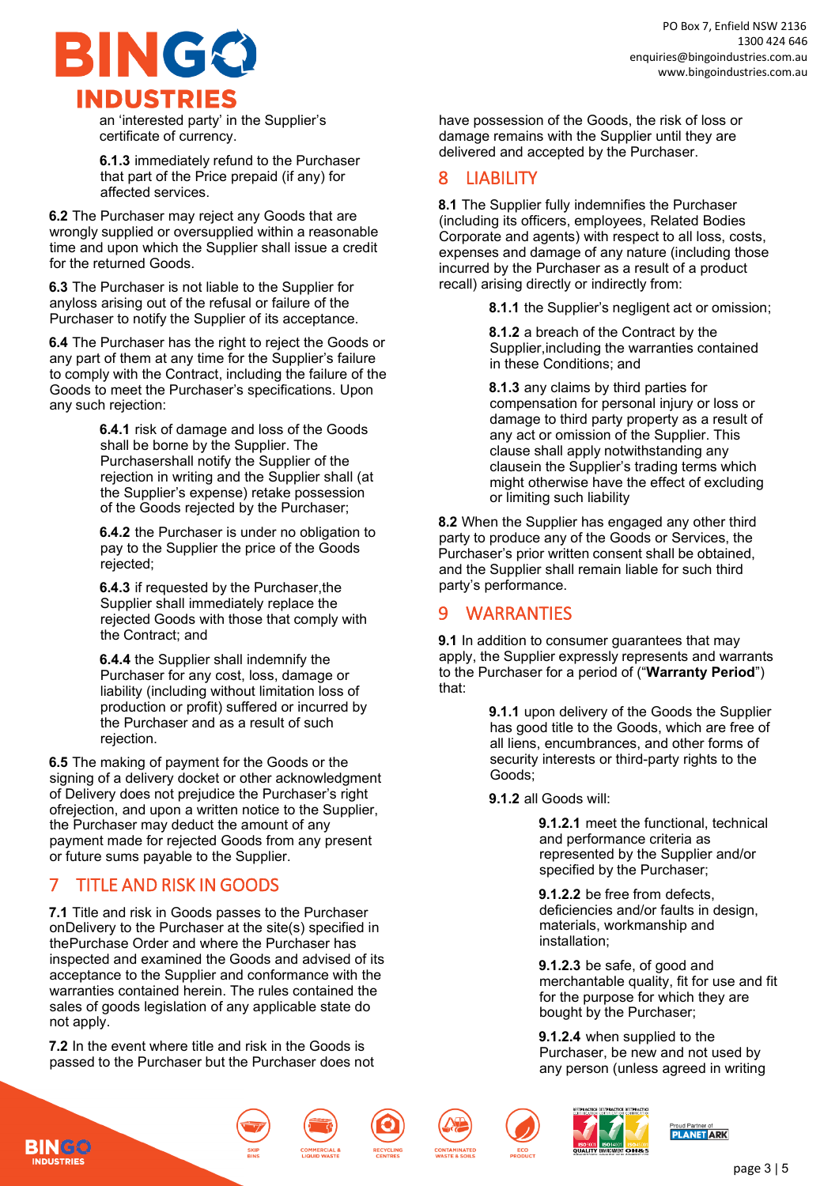an 'interested party' in the Supplier's certificate of currency.

**6.1.3** immediately refund to the Purchaser that part of the Price prepaid (if any) for affected services.

**6.2** The Purchaser may reject any Goods that are wrongly supplied or oversupplied within a reasonable time and upon which the Supplier shall issue a credit for the returned Goods.

**6.3** The Purchaser is not liable to the Supplier for anyloss arising out of the refusal or failure of the Purchaser to notify the Supplier of its acceptance.

**6.4** The Purchaser has the right to reject the Goods or any part of them at any time for the Supplier's failure to comply with the Contract, including the failure of the Goods to meet the Purchaser's specifications. Upon any such rejection:

**6.4.1** risk of damage and loss of the Goods shall be borne by the Supplier. The Purchasershall notify the Supplier of the rejection in writing and the Supplier shall (at the Supplier's expense) retake possession of the Goods rejected by the Purchaser;

**6.4.2** the Purchaser is under no obligation to pay to the Supplier the price of the Goods rejected;

**6.4.3** if requested by the Purchaser,the Supplier shall immediately replace the rejected Goods with those that comply with the Contract; and

**6.4.4** the Supplier shall indemnify the Purchaser for any cost, loss, damage or liability (including without limitation loss of production or profit) suffered or incurred by the Purchaser and as a result of such rejection.

**6.5** The making of payment for the Goods or the signing of a delivery docket or other acknowledgment of Delivery does not prejudice the Purchaser's right ofrejection, and upon a written notice to the Supplier, the Purchaser may deduct the amount of any payment made for rejected Goods from any present or future sums payable to the Supplier.

## 7 TITLE AND RISK IN GOODS

**7.1** Title and risk in Goods passes to the Purchaser onDelivery to the Purchaser at the site(s) specified in thePurchase Order and where the Purchaser has inspected and examined the Goods and advised of its acceptance to the Supplier and conformance with the warranties contained herein. The rules contained the sales of goods legislation of any applicable state do not apply.

**7.2** In the event where title and risk in the Goods is passed to the Purchaser but the Purchaser does not have possession of the Goods, the risk of loss or damage remains with the Supplier until they are delivered and accepted by the Purchaser.

## 8 LIABILITY

**8.1** The Supplier fully indemnifies the Purchaser (including its officers, employees, Related Bodies Corporate and agents) with respect to all loss, costs, expenses and damage of any nature (including those incurred by the Purchaser as a result of a product recall) arising directly or indirectly from:

**8.1.1** the Supplier's negligent act or omission;

**8.1.2** a breach of the Contract by the Supplier,including the warranties contained in these Conditions; and

**8.1.3** any claims by third parties for compensation for personal injury or loss or damage to third party property as a result of any act or omission of the Supplier. This clause shall apply notwithstanding any clausein the Supplier's trading terms which might otherwise have the effect of excluding or limiting such liability

**8.2** When the Supplier has engaged any other third party to produce any of the Goods or Services, the Purchaser's prior written consent shall be obtained, and the Supplier shall remain liable for such third party's performance.

## 9 WARRANTIES

**9.1** In addition to consumer guarantees that may apply, the Supplier expressly represents and warrants to the Purchaser for a period of ("**Warranty Period**") that:

**9.1.1** upon delivery of the Goods the Supplier has good title to the Goods, which are free of all liens, encumbrances, and other forms of security interests or third-party rights to the Goods;

**9.1.2** all Goods will:

**9.1.2.1** meet the functional, technical and performance criteria as represented by the Supplier and/or specified by the Purchaser;

**9.1.2.2** be free from defects, deficiencies and/or faults in design, materials, workmanship and installation;

**9.1.2.3** be safe, of good and merchantable quality, fit for use and fit for the purpose for which they are bought by the Purchaser;

**9.1.2.4** when supplied to the Purchaser, be new and not used by any person (unless agreed in writing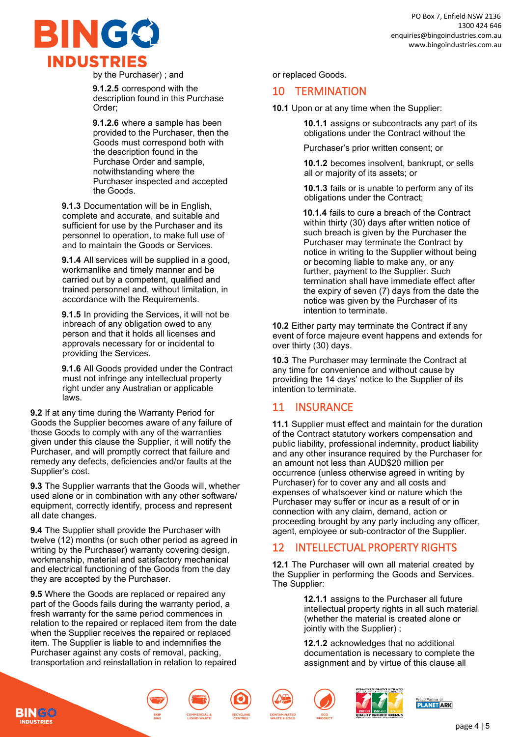by the Purchaser) ; and

**9.1.2.5** correspond with the description found in this Purchase Order;

**9.1.2.6** where a sample has been provided to the Purchaser, then the Goods must correspond both with the description found in the Purchase Order and sample, notwithstanding where the Purchaser inspected and accepted the Goods.

**9.1.3** Documentation will be in English, complete and accurate, and suitable and sufficient for use by the Purchaser and its personnel to operation, to make full use of and to maintain the Goods or Services.

**9.1.4** All services will be supplied in a good, workmanlike and timely manner and be carried out by a competent, qualified and trained personnel and, without limitation, in accordance with the Requirements.

**9.1.5** In providing the Services, it will not be inbreach of any obligation owed to any person and that it holds all licenses and approvals necessary for or incidental to providing the Services.

**9.1.6** All Goods provided under the Contract must not infringe any intellectual property right under any Australian or applicable laws.

**9.2** If at any time during the Warranty Period for Goods the Supplier becomes aware of any failure of those Goods to comply with any of the warranties given under this clause the Supplier, it will notify the Purchaser, and will promptly correct that failure and remedy any defects, deficiencies and/or faults at the Supplier's cost.

**9.3** The Supplier warrants that the Goods will, whether used alone or in combination with any other software/ equipment, correctly identify, process and represent all date changes.

**9.4** The Supplier shall provide the Purchaser with twelve (12) months (or such other period as agreed in writing by the Purchaser) warranty covering design, workmanship, material and satisfactory mechanical and electrical functioning of the Goods from the day they are accepted by the Purchaser.

**9.5** Where the Goods are replaced or repaired any part of the Goods fails during the warranty period, a fresh warranty for the same period commences in relation to the repaired or replaced item from the date when the Supplier receives the repaired or replaced item. The Supplier is liable to and indemnifies the Purchaser against any costs of removal, packing, transportation and reinstallation in relation to repaired or replaced Goods.

## 10 TERMINATION

**10.1** Upon or at any time when the Supplier:

**10.1.1** assigns or subcontracts any part of its obligations under the Contract without the

Purchaser's prior written consent; or

**10.1.2** becomes insolvent, bankrupt, or sells all or majority of its assets; or

**10.1.3** fails or is unable to perform any of its obligations under the Contract;

**10.1.4** fails to cure a breach of the Contract within thirty (30) days after written notice of such breach is given by the Purchaser the Purchaser may terminate the Contract by notice in writing to the Supplier without being or becoming liable to make any, or any further, payment to the Supplier. Such termination shall have immediate effect after the expiry of seven (7) days from the date the notice was given by the Purchaser of its intention to terminate.

**10.2** Either party may terminate the Contract if any event of force majeure event happens and extends for over thirty (30) days.

**10.3** The Purchaser may terminate the Contract at any time for convenience and without cause by providing the 14 days' notice to the Supplier of its intention to terminate.

## 11 INSURANCE

**11.1** Supplier must effect and maintain for the duration of the Contract statutory workers compensation and public liability, professional indemnity, product liability and any other insurance required by the Purchaser for an amount not less than AUD$20 million per occurrence (unless otherwise agreed in writing by Purchaser) for to cover any and all costs and expenses of whatsoever kind or nature which the Purchaser may suffer or incur as a result of or in connection with any claim, demand, action or proceeding brought by any party including any officer, agent, employee or sub-contractor of the Supplier.

## 12 INTELLECTUAL PROPERTY RIGHTS

**12.1** The Purchaser will own all material created by the Supplier in performing the Goods and Services. The Supplier:

**12.1.1** assigns to the Purchaser all future intellectual property rights in all such material (whether the material is created alone or jointly with the Supplier) ;

**12.1.2** acknowledges that no additional documentation is necessary to complete the assignment and by virtue of this clause all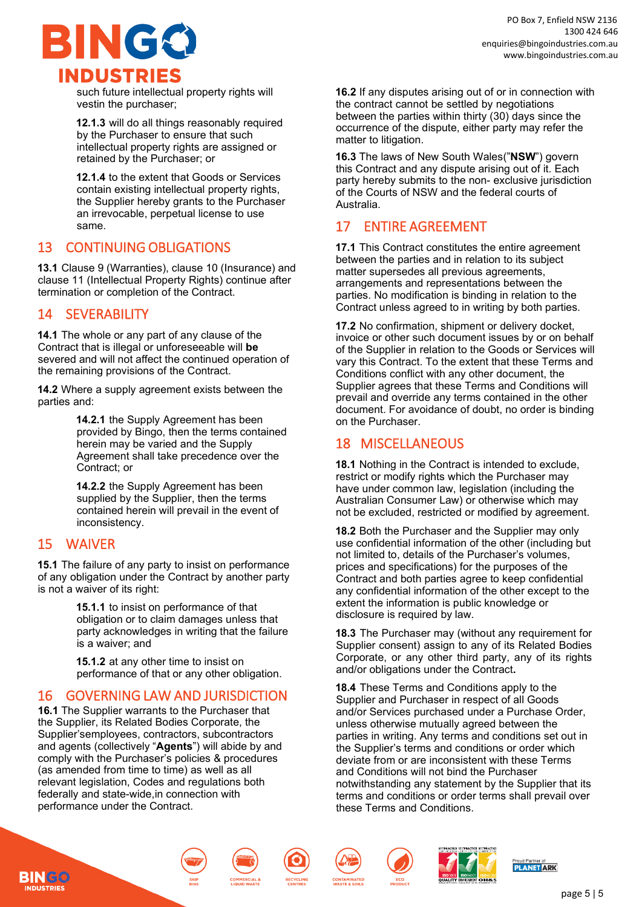such future intellectual property rights will vestin the purchaser;

**12.1.3** will do all things reasonably required by the Purchaser to ensure that such intellectual property rights are assigned or retained by the Purchaser; or

**12.1.4** to the extent that Goods or Services contain existing intellectual property rights, the Supplier hereby grants to the Purchaser an irrevocable, perpetual license to use same.

## 13 CONTINUING OBLIGATIONS

**13.1** Clause 9 (Warranties), clause 10 (Insurance) and clause 11 (Intellectual Property Rights) continue after termination or completion of the Contract.

## 14 SEVERABILITY

**14.1** The whole or any part of any clause of the Contract that is illegal or unforeseeable will **be** severed and will not affect the continued operation of the remaining provisions of the Contract.

**14.2** Where a supply agreement exists between the parties and:

**14.2.1** the Supply Agreement has been provided by Bingo, then the terms contained herein may be varied and the Supply Agreement shall take precedence over the Contract; or

**14.2.2** the Supply Agreement has been supplied by the Supplier, then the terms contained herein will prevail in the event of inconsistency.

## 15 WAIVER

**15.1** The failure of any party to insist on performance of any obligation under the Contract by another party is not a waiver of its right:

**15.1.1** to insist on performance of that obligation or to claim damages unless that party acknowledges in writing that the failure is a waiver; and

**15.1.2** at any other time to insist on performance of that or any other obligation.

## 16 GOVERNING LAW AND JURISDICTION

**16.1** The Supplier warrants to the Purchaser that the Supplier, its Related Bodies Corporate, the Supplier'semployees, contractors, subcontractors and agents (collectively "**Agents**") will abide by and comply with the Purchaser's policies & procedures (as amended from time to time) as well as all relevant legislation, Codes and regulations both federally and state-wide,in connection with performance under the Contract.

**16.2** If any disputes arising out of or in connection with the contract cannot be settled by negotiations between the parties within thirty (30) days since the occurrence of the dispute, either party may refer the matter to litigation.

**16.3** The laws of New South Wales("**NSW**") govern this Contract and any dispute arising out of it. Each party hereby submits to the non- exclusive jurisdiction of the Courts of NSW and the federal courts of Australia.

## 17 ENTIRE AGREEMENT

**17.1** This Contract constitutes the entire agreement between the parties and in relation to its subject matter supersedes all previous agreements, arrangements and representations between the parties. No modification is binding in relation to the Contract unless agreed to in writing by both parties.

**17.2** No confirmation, shipment or delivery docket, invoice or other such document issues by or on behalf of the Supplier in relation to the Goods or Services will vary this Contract. To the extent that these Terms and Conditions conflict with any other document, the Supplier agrees that these Terms and Conditions will prevail and override any terms contained in the other document. For avoidance of doubt, no order is binding on the Purchaser.

## 18 MISCELLANEOUS

**18.1** Nothing in the Contract is intended to exclude, restrict or modify rights which the Purchaser may have under common law, legislation (including the Australian Consumer Law) or otherwise which may not be excluded, restricted or modified by agreement.

**18.2** Both the Purchaser and the Supplier may only use confidential information of the other (including but not limited to, details of the Purchaser's volumes, prices and specifications) for the purposes of the Contract and both parties agree to keep confidential any confidential information of the other except to the extent the information is public knowledge or disclosure is required by law.

**18.3** The Purchaser may (without any requirement for Supplier consent) assign to any of its Related Bodies Corporate, or any other third party, any of its rights and/or obligations under the Contract**.**

**18.4** These Terms and Conditions apply to the Supplier and Purchaser in respect of all Goods and/or Services purchased under a Purchase Order, unless otherwise mutually agreed between the parties in writing. Any terms and conditions set out in the Supplier's terms and conditions or order which deviate from or are inconsistent with these Terms and Conditions will not bind the Purchaser notwithstanding any statement by the Supplier that its terms and conditions or order terms shall prevail over these Terms and Conditions.